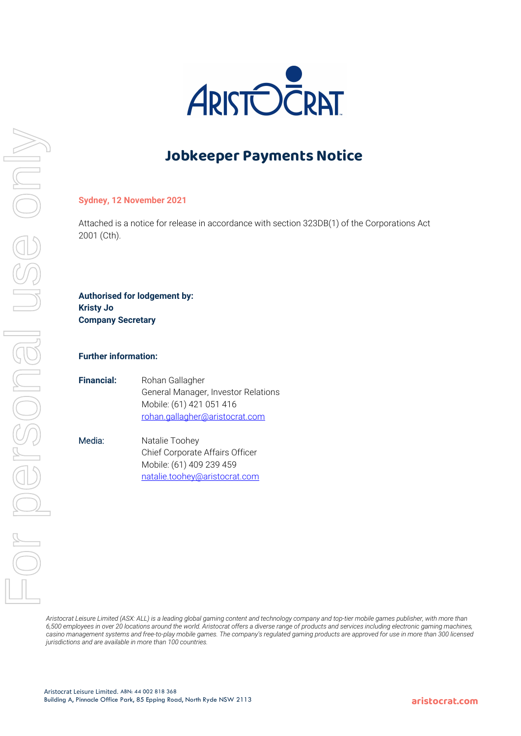# Jobkeeper Payments Notice

**Sydney, 12 November 2021**

Attached is a notice for release in accordance with section 323DB(1) of the Corporations Act 2001 (Cth).

**Authorised for lodgement by:**
**Kristy Jo**
**Company Secretary**

**Further information:**

**Financial:** Rohan Gallagher
General Manager, Investor Relations
Mobile: (61) 421 051 416
rohan.gallagher@aristocrat.com

Media: Natalie Toohey
Chief Corporate Affairs Officer
Mobile: (61) 409 239 459
natalie.toohey@aristocrat.com

*Aristocrat Leisure Limited (ASX: ALL) is a leading global gaming content and technology company and top-tier mobile games publisher, with more than 6,500 employees in over 20 locations around the world. Aristocrat offers a diverse range of products and services including electronic gaming machines, casino management systems and free-to-play mobile games. The company's regulated gaming products are approved for use in more than 300 licensed jurisdictions and are available in more than 100 countries.*

Aristocrat Leisure Limited. ABN: 44 002 818 368
Building A, Pinnacle Office Park, 85 Epping Road, North Ryde NSW 2113

aristocrat.com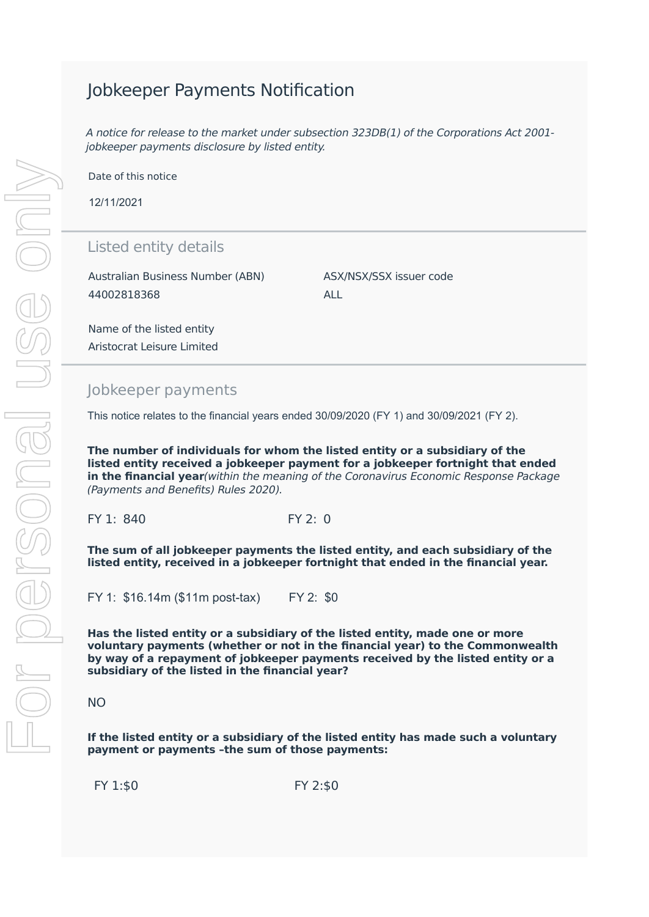# Jobkeeper Payments Notification

*A notice for release to the market under subsection 323DB(1) of the Corporations Act 2001- jobkeeper payments disclosure by listed entity.*

Date of this notice

12/11/2021

## Listed entity details

Australian Business Number (ABN)
44002818368

ASX/NSX/SSX issuer code
ALL

Name of the listed entity
Aristocrat Leisure Limited

## Jobkeeper payments

This notice relates to the financial years ended 30/09/2020 (FY 1) and 30/09/2021 (FY 2).

**The number of individuals for whom the listed entity or a subsidiary of the listed entity received a jobkeeper payment for a jobkeeper fortnight that ended in the financial year***(within the meaning of the Coronavirus Economic Response Package (Payments and Benefits) Rules 2020).*

FY 1: 840 FY 2: 0

**The sum of all jobkeeper payments the listed entity, and each subsidiary of the listed entity, received in a jobkeeper fortnight that ended in the financial year.**

FY 1: $16.14m ($11m post-tax) FY 2: $0

**Has the listed entity or a subsidiary of the listed entity, made one or more voluntary payments (whether or not in the financial year) to the Commonwealth by way of a repayment of jobkeeper payments received by the listed entity or a subsidiary of the listed in the financial year?**

NO

**If the listed entity or a subsidiary of the listed entity has made such a voluntary payment or payments –the sum of those payments:**

FY 1:$0 FY 2:$0